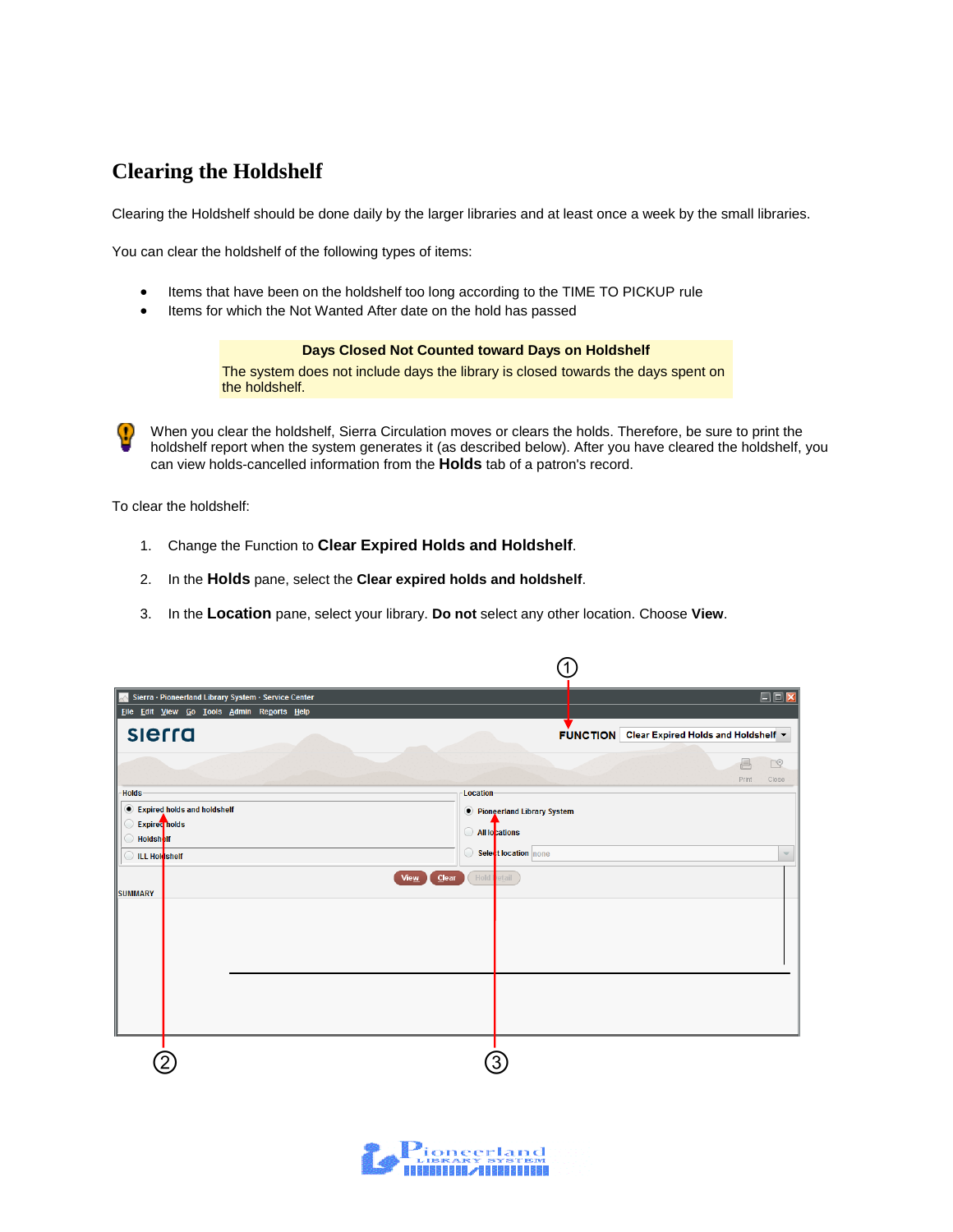# Clearing the Holdshelf

Clearing the Holdshelf should be done daily by the larger libraries and at least once a week by the small libraries.

You can clear the holdshelf of the following types of items:

- Items that have been on the holdshelf too long according to the TIME TO PICKUP rule
- Items for which the Not Wanted After date on the hold has passed

**Days Closed Not Counted toward Days on Holdshelf**

The system does not include days the library is closed towards the days spent on the holdshelf.

When you clear the holdshelf, Sierra Circulation moves or clears the holds. Therefore, be sure to print the holdshelf report when the system generates it (as described below). After you have cleared the holdshelf, you can view holds-cancelled information from the **Holds** tab of a patron's record.

To clear the holdshelf:

1. Change the Function to **Clear Expired Holds and Holdshelf**.
2. In the **Holds** pane, select the **Clear expired holds and holdshelf**.
3. In the **Location** pane, select your library. **Do not** select any other location. Choose **View**.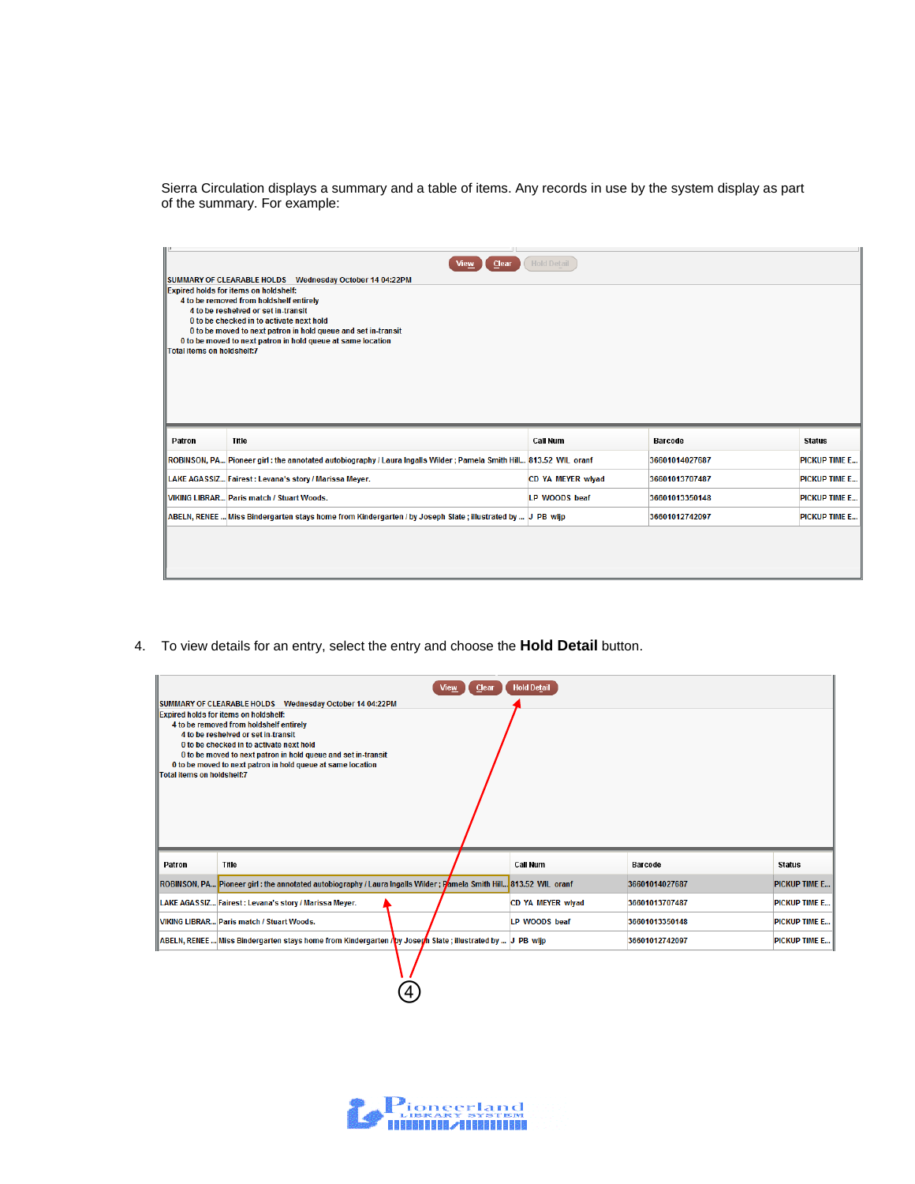Sierra Circulation displays a summary and a table of items. Any records in use by the system display as part of the summary. For example:

SUMMARY OF CLEARABLE HOLDS Wednesday October 14 04:22PM
Expired holds for items on holdshelf:
4 to be removed from holdshelf entirely
4 to be reshelved or set in-transit
0 to be checked in to activate next hold
0 to be moved to next patron in hold queue and set in-transit
0 to be moved to next patron in hold queue at same location
Total items on holdshelf:7

| Patron | Title | Call Num | Barcode | Status |
|---|---|---|---|---|
| ROBINSON, PA... | Pioneer girl : the annotated autobiography / Laura Ingalls Wilder ; Pamela Smith Hill... | 813.52 WIL oranf | 36601014027687 | PICKUP TIME E... |
| LAKE AGASSIZ... | Fairest : Levana's story / Marissa Meyer. | CD YA MEYER wlyad | 36601013707487 | PICKUP TIME E... |
| VIKING LIBRAR... | Paris match / Stuart Woods. | LP WOODS beaf | 36601013350148 | PICKUP TIME E... |
| ABELN, RENEE ... | Miss Bindergarten stays home from Kindergarten / by Joseph Slate ; illustrated by ... | J PB wljp | 36601012742097 | PICKUP TIME E... |

4. To view details for an entry, select the entry and choose the **Hold Detail** button.

SUMMARY OF CLEARABLE HOLDS Wednesday October 14 04:22PM
Expired holds for items on holdshelf:
4 to be removed from holdshelf entirely
4 to be reshelved or set in-transit
0 to be checked in to activate next hold
0 to be moved to next patron in hold queue and set in-transit
0 to be moved to next patron in hold queue at same location
Total items on holdshelf:7

| Patron | Title | Call Num | Barcode | Status |
|---|---|---|---|---|
| ROBINSON, PA... | Pioneer girl : the annotated autobiography / Laura Ingalls Wilder ; Pamela Smith Hill... | 813.52 WIL oranf | 36601014027687 | PICKUP TIME E... |
| LAKE AGASSIZ... | Fairest : Levana's story / Marissa Meyer. | CD YA MEYER wlyad | 36601013707487 | PICKUP TIME E... |
| VIKING LIBRAR... | Paris match / Stuart Woods. | LP WOODS beaf | 36601013350148 | PICKUP TIME E... |
| ABELN, RENEE ... | Miss Bindergarten stays home from Kindergarten / by Joseph Slate ; illustrated by ... | J PB wljp | 36601012742097 | PICKUP TIME E... |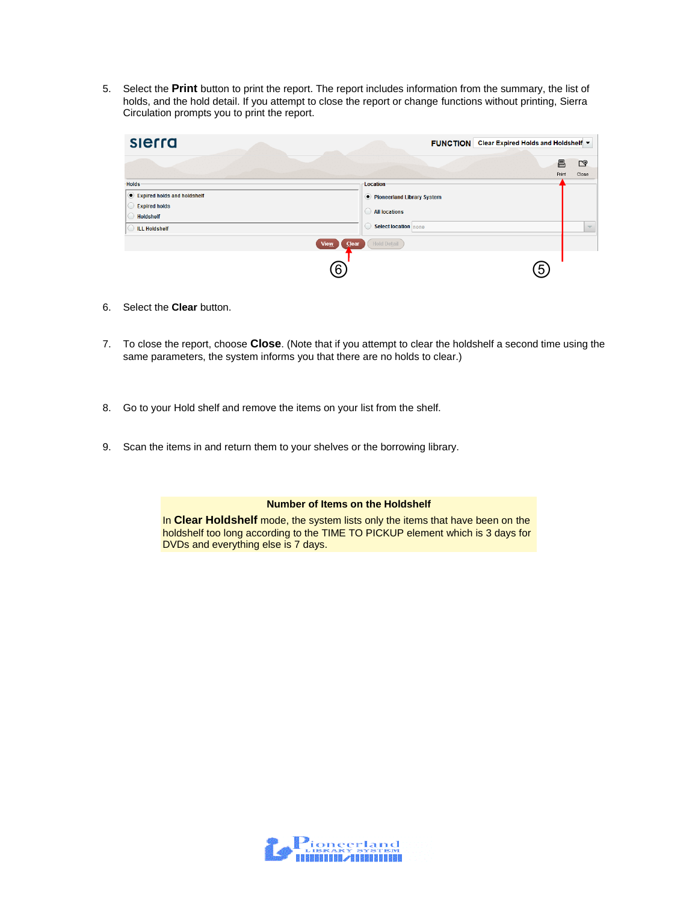5. Select the **Print** button to print the report. The report includes information from the summary, the list of holds, and the hold detail. If you attempt to close the report or change functions without printing, Sierra Circulation prompts you to print the report.

6. Select the **Clear** button.

7. To close the report, choose **Close**. (Note that if you attempt to clear the holdshelf a second time using the same parameters, the system informs you that there are no holds to clear.)

8. Go to your Hold shelf and remove the items on your list from the shelf.

9. Scan the items in and return them to your shelves or the borrowing library.

**Number of Items on the Holdshelf**

In **Clear Holdshelf** mode, the system lists only the items that have been on the holdshelf too long according to the TIME TO PICKUP element which is 3 days for DVDs and everything else is 7 days.